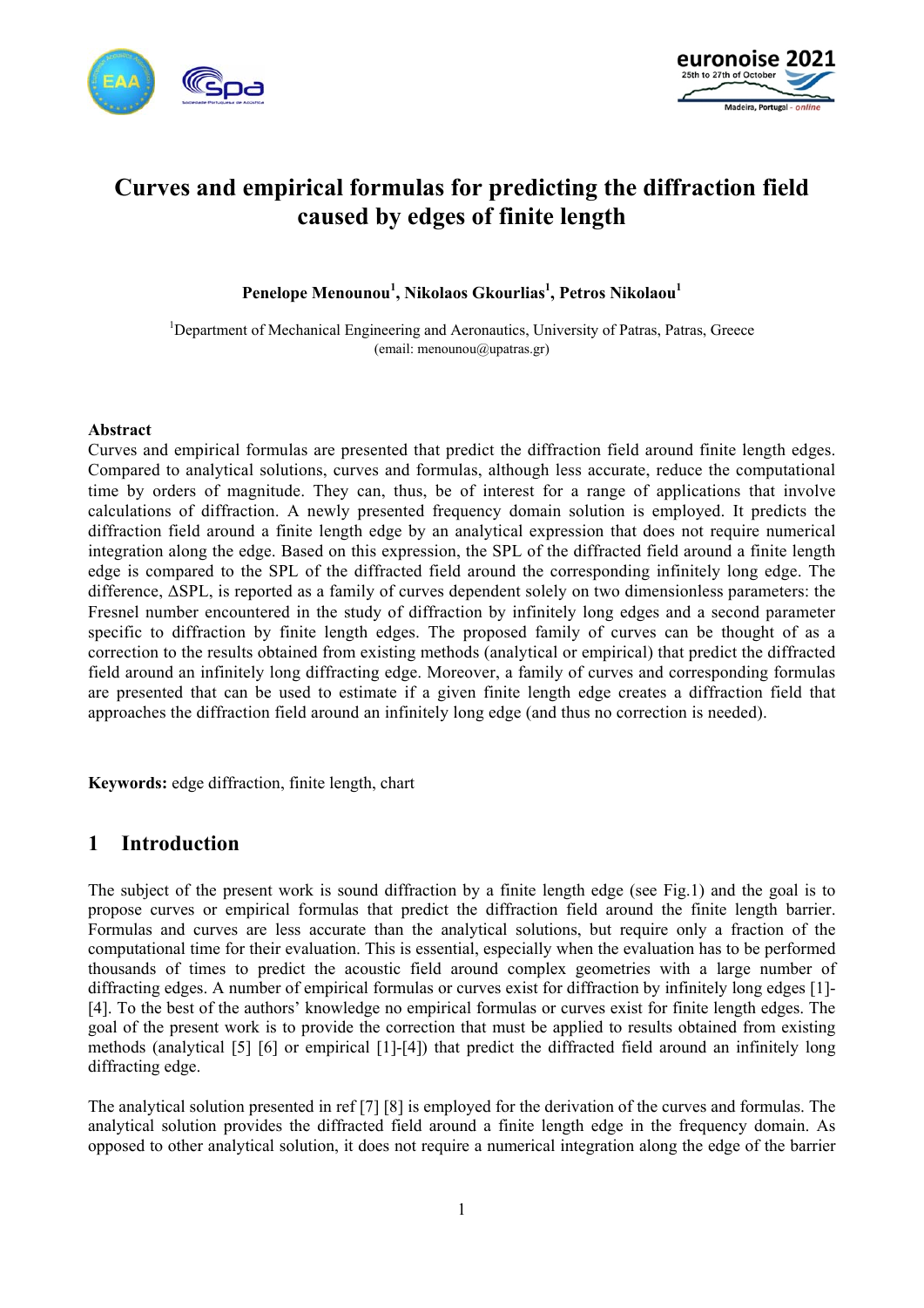# Curves and empirical formulas for predicting the diffraction field caused by edges of finite length

**Penelope Menounou[1], Nikolaos Gkourlias[1], Petros Nikolaou[1]**

[1]Department of Mechanical Engineering and Aeronautics, University of Patras, Patras, Greece
(email: menounou@upatras.gr)

## Abstract

Curves and empirical formulas are presented that predict the diffraction field around finite length edges. Compared to analytical solutions, curves and formulas, although less accurate, reduce the computational time by orders of magnitude. They can, thus, be of interest for a range of applications that involve calculations of diffraction. A newly presented frequency domain solution is employed. It predicts the diffraction field around a finite length edge by an analytical expression that does not require numerical integration along the edge. Based on this expression, the SPL of the diffracted field around a finite length edge is compared to the SPL of the diffracted field around the corresponding infinitely long edge. The difference, ΔSPL, is reported as a family of curves dependent solely on two dimensionless parameters: the Fresnel number encountered in the study of diffraction by infinitely long edges and a second parameter specific to diffraction by finite length edges. The proposed family of curves can be thought of as a correction to the results obtained from existing methods (analytical or empirical) that predict the diffracted field around an infinitely long diffracting edge. Moreover, a family of curves and corresponding formulas are presented that can be used to estimate if a given finite length edge creates a diffraction field that approaches the diffraction field around an infinitely long edge (and thus no correction is needed).

**Keywords:** edge diffraction, finite length, chart

## 1 Introduction

The subject of the present work is sound diffraction by a finite length edge (see Fig.1) and the goal is to propose curves or empirical formulas that predict the diffraction field around the finite length barrier. Formulas and curves are less accurate than the analytical solutions, but require only a fraction of the computational time for their evaluation. This is essential, especially when the evaluation has to be performed thousands of times to predict the acoustic field around complex geometries with a large number of diffracting edges. A number of empirical formulas or curves exist for diffraction by infinitely long edges [1]-[4]. To the best of the authors' knowledge no empirical formulas or curves exist for finite length edges. The goal of the present work is to provide the correction that must be applied to results obtained from existing methods (analytical [5] [6] or empirical [1]-[4]) that predict the diffracted field around an infinitely long diffracting edge.

The analytical solution presented in ref [7] [8] is employed for the derivation of the curves and formulas. The analytical solution provides the diffracted field around a finite length edge in the frequency domain. As opposed to other analytical solution, it does not require a numerical integration along the edge of the barrier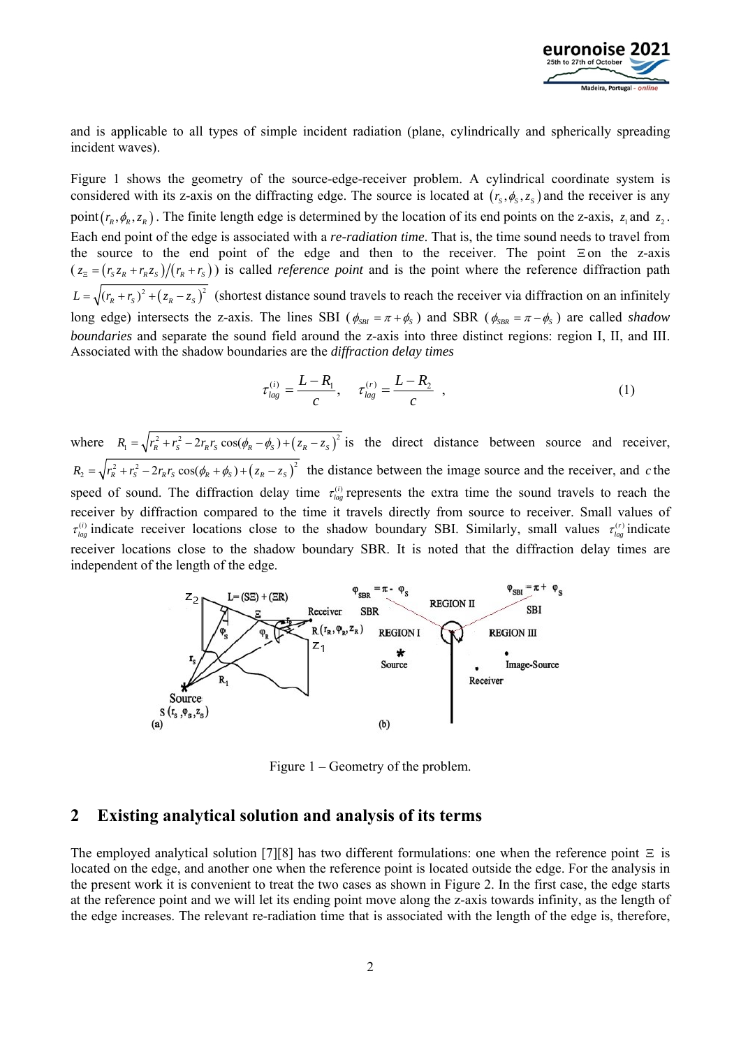and is applicable to all types of simple incident radiation (plane, cylindrically and spherically spreading incident waves).

Figure 1 shows the geometry of the source-edge-receiver problem. A cylindrical coordinate system is considered with its z-axis on the diffracting edge. The source is located at $(r_S, \phi_S, z_S)$ and the receiver is any point $(r_R, \phi_R, z_R)$. The finite length edge is determined by the location of its end points on the z-axis, $z_1$ and $z_2$. Each end point of the edge is associated with a *re-radiation time*. That is, the time sound needs to travel from the source to the end point of the edge and then to the receiver. The point $\Xi$ on the z-axis ($z_\Xi = (r_S z_R + r_R z_S)/(r_R + r_S)$) is called *reference point* and is the point where the reference diffraction path $L = \sqrt{(r_R + r_S)^2 + (z_R - z_S)^2}$ (shortest distance sound travels to reach the receiver via diffraction on an infinitely long edge) intersects the z-axis. The lines SBI ($\phi_{SBI} = \pi + \phi_S$) and SBR ($\phi_{SBR} = \pi - \phi_S$) are called *shadow boundaries* and separate the sound field around the z-axis into three distinct regions: region I, II, and III. Associated with the shadow boundaries are the *diffraction delay times*

$$\tau_{lag}^{(i)} = \frac{L - R_1}{c}, \quad \tau_{lag}^{(r)} = \frac{L - R_2}{c} \quad , \tag{1}$$

where $R_1 = \sqrt{r_R^2 + r_S^2 - 2r_R r_S \cos(\phi_R - \phi_S) + (z_R - z_S)^2}$ is the direct distance between source and receiver, $R_2 = \sqrt{r_R^2 + r_S^2 - 2r_R r_S \cos(\phi_R + \phi_S) + (z_R - z_S)^2}$ the distance between the image source and the receiver, and $c$ the speed of sound. The diffraction delay time $\tau_{lag}^{(i)}$ represents the extra time the sound travels to reach the receiver by diffraction compared to the time it travels directly from source to receiver. Small values of $\tau_{lag}^{(i)}$ indicate receiver locations close to the shadow boundary SBI. Similarly, small values $\tau_{lag}^{(r)}$ indicate receiver locations close to the shadow boundary SBR. It is noted that the diffraction delay times are independent of the length of the edge.

Figure 1 – Geometry of the problem.

## 2 Existing analytical solution and analysis of its terms

The employed analytical solution [7][8] has two different formulations: one when the reference point $\Xi$ is located on the edge, and another one when the reference point is located outside the edge. For the analysis in the present work it is convenient to treat the two cases as shown in Figure 2. In the first case, the edge starts at the reference point and we will let its ending point move along the z-axis towards infinity, as the length of the edge increases. The relevant re-radiation time that is associated with the length of the edge is, therefore,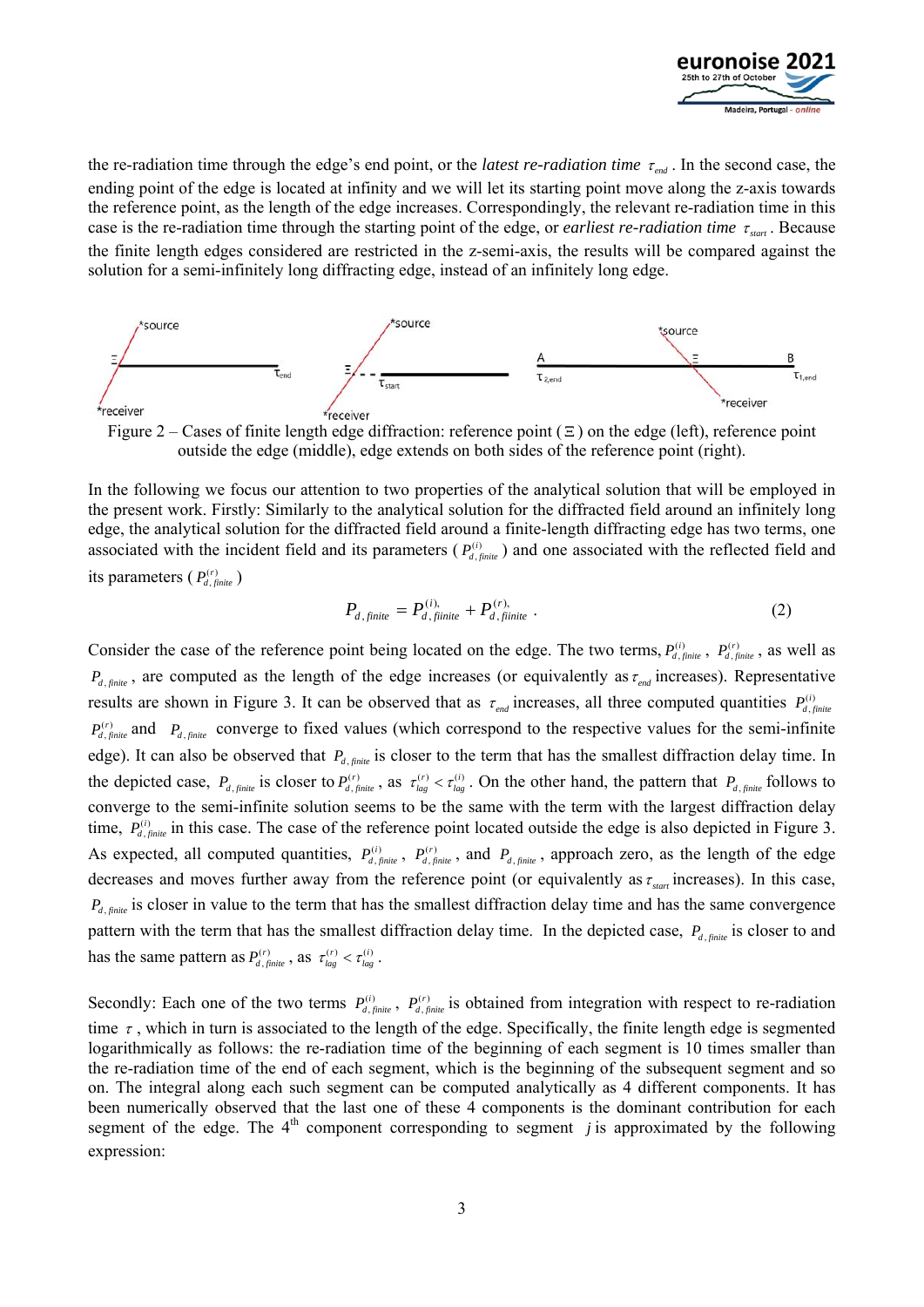the re-radiation time through the edge's end point, or the *latest re-radiation time* $\tau_{end}$ . In the second case, the ending point of the edge is located at infinity and we will let its starting point move along the z-axis towards the reference point, as the length of the edge increases. Correspondingly, the relevant re-radiation time in this case is the re-radiation time through the starting point of the edge, or *earliest re-radiation time* $\tau_{start}$ . Because the finite length edges considered are restricted in the z-semi-axis, the results will be compared against the solution for a semi-infinitely long diffracting edge, instead of an infinitely long edge.

Figure 2 – Cases of finite length edge diffraction: reference point ($\Xi$) on the edge (left), reference point outside the edge (middle), edge extends on both sides of the reference point (right).

In the following we focus our attention to two properties of the analytical solution that will be employed in the present work. Firstly: Similarly to the analytical solution for the diffracted field around an infinitely long edge, the analytical solution for the diffracted field around a finite-length diffracting edge has two terms, one associated with the incident field and its parameters ( $P^{(i)}_{d,finite}$ ) and one associated with the reflected field and its parameters ( $P^{(r)}_{d,finite}$ )

$$P_{d,finite} = P^{(i)}_{d,fiinite} + P^{(r)}_{d,fiinite} . \tag{2}$$

Consider the case of the reference point being located on the edge. The two terms, $P^{(i)}_{d,finite}$ , $P^{(r)}_{d,finite}$ , as well as $P_{d,finite}$ , are computed as the length of the edge increases (or equivalently as $\tau_{end}$ increases). Representative results are shown in Figure 3. It can be observed that as $\tau_{end}$ increases, all three computed quantities $P^{(i)}_{d,finite}$ $P^{(r)}_{d,finite}$ and $P_{d,finite}$ converge to fixed values (which correspond to the respective values for the semi-infinite edge). It can also be observed that $P_{d,finite}$ is closer to the term that has the smallest diffraction delay time. In the depicted case, $P_{d,finite}$ is closer to $P^{(r)}_{d,finite}$ , as $\tau^{(r)}_{lag} < \tau^{(i)}_{lag}$ . On the other hand, the pattern that $P_{d,finite}$ follows to converge to the semi-infinite solution seems to be the same with the term with the largest diffraction delay time, $P^{(i)}_{d,finite}$ in this case. The case of the reference point located outside the edge is also depicted in Figure 3. As expected, all computed quantities, $P^{(i)}_{d,finite}$ , $P^{(r)}_{d,finite}$ , and $P_{d,finite}$ , approach zero, as the length of the edge decreases and moves further away from the reference point (or equivalently as $\tau_{start}$ increases). In this case, $P_{d,finite}$ is closer in value to the term that has the smallest diffraction delay time and has the same convergence pattern with the term that has the smallest diffraction delay time. In the depicted case, $P_{d,finite}$ is closer to and has the same pattern as $P^{(r)}_{d,finite}$ , as $\tau^{(r)}_{lag} < \tau^{(i)}_{lag}$ .

Secondly: Each one of the two terms $P^{(i)}_{d,finite}$ , $P^{(r)}_{d,finite}$ is obtained from integration with respect to re-radiation time $\tau$ , which in turn is associated to the length of the edge. Specifically, the finite length edge is segmented logarithmically as follows: the re-radiation time of the beginning of each segment is 10 times smaller than the re-radiation time of the end of each segment, which is the beginning of the subsequent segment and so on. The integral along each such segment can be computed analytically as 4 different components. It has been numerically observed that the last one of these 4 components is the dominant contribution for each segment of the edge. The 4[th] component corresponding to segment $j$ is approximated by the following expression: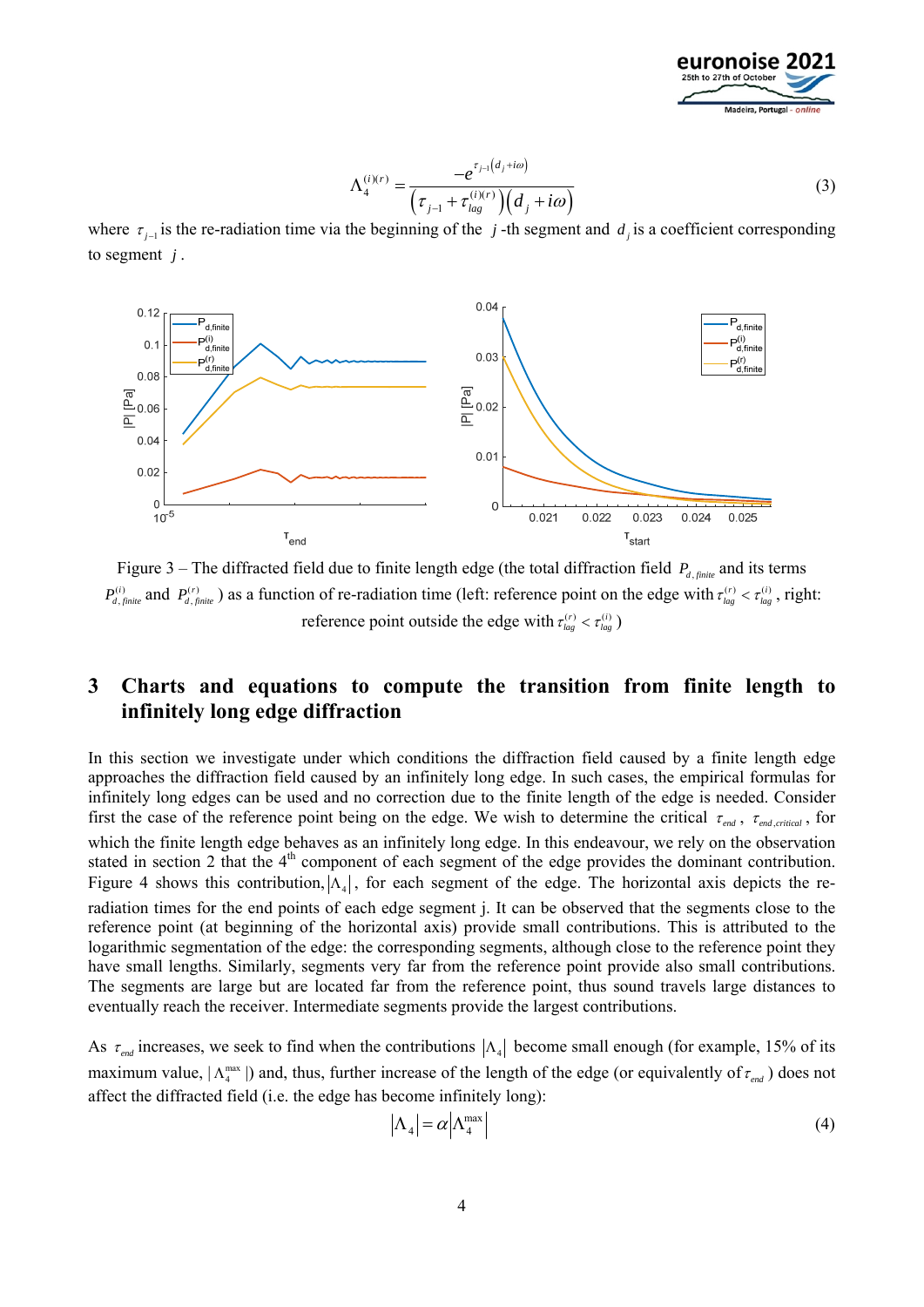$$\Lambda_4^{(i)(r)} = \frac{-e^{\tau_{j-1}\left(d_j + i\omega\right)}}{\left(\tau_{j-1} + \tau_{lag}^{(i)(r)}\right)\left(d_j + i\omega\right)} \tag{3}$$

where $\tau_{j-1}$ is the re-radiation time via the beginning of the $j$-th segment and $d_j$ is a coefficient corresponding to segment $j$.

Figure 3 – The diffracted field due to finite length edge (the total diffraction field $P_{d,finite}$ and its terms $P_{d,finite}^{(i)}$ and $P_{d,finite}^{(r)}$) as a function of re-radiation time (left: reference point on the edge with $\tau_{lag}^{(r)} < \tau_{lag}^{(i)}$, right: reference point outside the edge with $\tau_{lag}^{(r)} < \tau_{lag}^{(i)}$)

## 3 Charts and equations to compute the transition from finite length to infinitely long edge diffraction

In this section we investigate under which conditions the diffraction field caused by a finite length edge approaches the diffraction field caused by an infinitely long edge. In such cases, the empirical formulas for infinitely long edges can be used and no correction due to the finite length of the edge is needed. Consider first the case of the reference point being on the edge. We wish to determine the critical $\tau_{end}$, $\tau_{end,critical}$, for which the finite length edge behaves as an infinitely long edge. In this endeavour, we rely on the observation stated in section 2 that the 4th component of each segment of the edge provides the dominant contribution. Figure 4 shows this contribution, $|\Lambda_4|$, for each segment of the edge. The horizontal axis depicts the re-radiation times for the end points of each edge segment j. It can be observed that the segments close to the reference point (at beginning of the horizontal axis) provide small contributions. This is attributed to the logarithmic segmentation of the edge: the corresponding segments, although close to the reference point they have small lengths. Similarly, segments very far from the reference point provide also small contributions. The segments are large but are located far from the reference point, thus sound travels large distances to eventually reach the receiver. Intermediate segments provide the largest contributions.

As $\tau_{end}$ increases, we seek to find when the contributions $|\Lambda_4|$ become small enough (for example, 15% of its maximum value, $|\Lambda_4^{\max}|$) and, thus, further increase of the length of the edge (or equivalently of $\tau_{end}$) does not affect the diffracted field (i.e. the edge has become infinitely long):

$$|\Lambda_4| = \alpha |\Lambda_4^{\max}| \tag{4}$$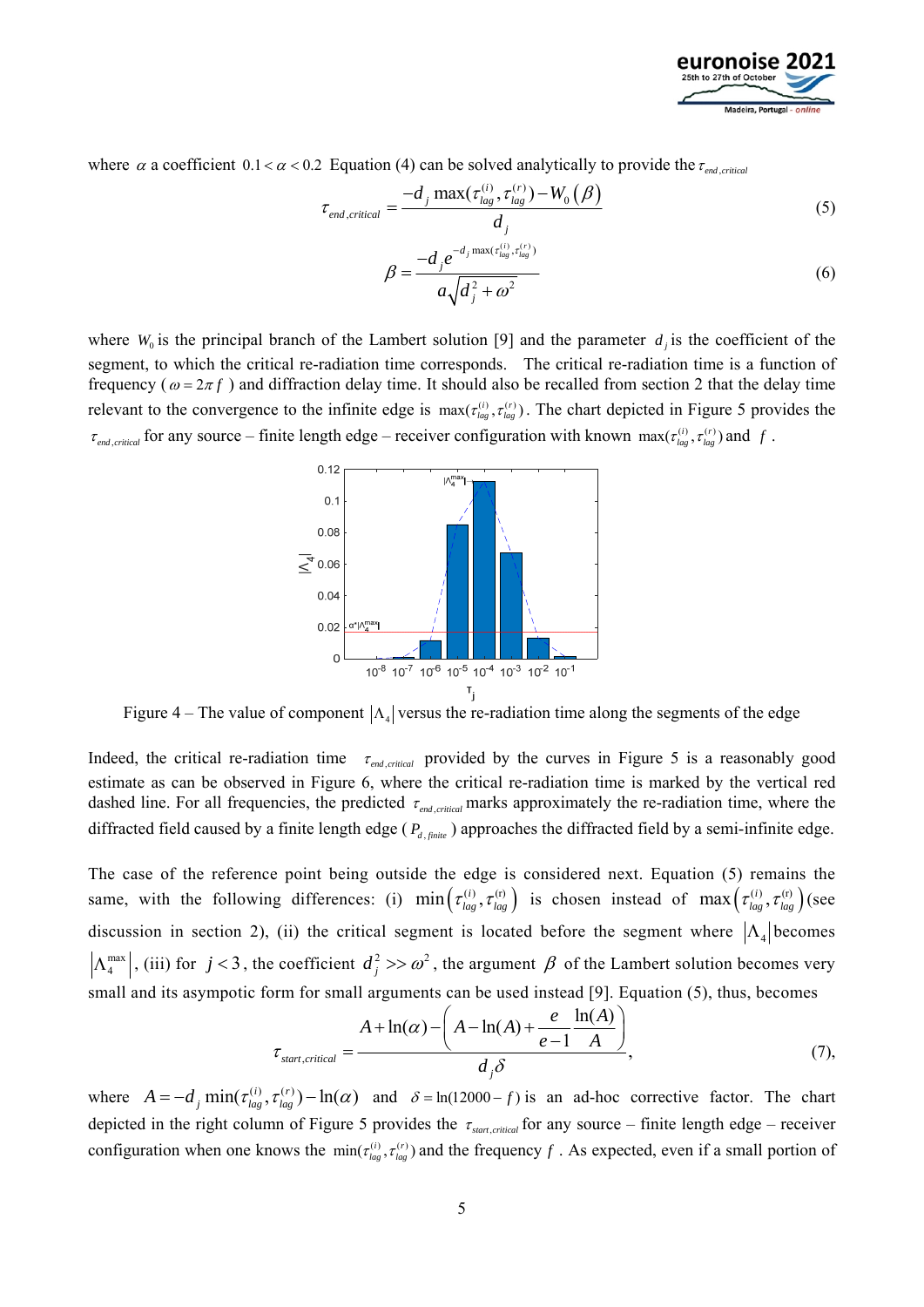where $\alpha$ a coefficient $0.1 < \alpha < 0.2$ Equation (4) can be solved analytically to provide the $\tau_{end,critical}$

$$\tau_{end,critical} = \frac{-d_j \max(\tau_{lag}^{(i)}, \tau_{lag}^{(r)}) - W_0(\beta)}{d_j} \tag{5}$$

$$\beta = \frac{-d_j e^{-d_j \max(\tau_{lag}^{(i)}, \tau_{lag}^{(r)})}}{a\sqrt{d_j^2 + \omega^2}} \tag{6}$$

where $W_0$ is the principal branch of the Lambert solution [9] and the parameter $d_j$ is the coefficient of the segment, to which the critical re-radiation time corresponds. The critical re-radiation time is a function of frequency ($\omega = 2\pi f$) and diffraction delay time. It should also be recalled from section 2 that the delay time relevant to the convergence to the infinite edge is $\max(\tau_{lag}^{(i)}, \tau_{lag}^{(r)})$. The chart depicted in Figure 5 provides the $\tau_{end,critical}$ for any source – finite length edge – receiver configuration with known $\max(\tau_{lag}^{(i)}, \tau_{lag}^{(r)})$ and $f$.

Figure 4 – The value of component $|\Lambda_4|$ versus the re-radiation time along the segments of the edge

Indeed, the critical re-radiation time $\tau_{end,critical}$ provided by the curves in Figure 5 is a reasonably good estimate as can be observed in Figure 6, where the critical re-radiation time is marked by the vertical red dashed line. For all frequencies, the predicted $\tau_{end,critical}$ marks approximately the re-radiation time, where the diffracted field caused by a finite length edge ($P_{d,finite}$) approaches the diffracted field by a semi-infinite edge.

The case of the reference point being outside the edge is considered next. Equation (5) remains the same, with the following differences: (i) $\min\left(\tau_{lag}^{(i)}, \tau_{lag}^{(r)}\right)$ is chosen instead of $\max\left(\tau_{lag}^{(i)}, \tau_{lag}^{(r)}\right)$ (see discussion in section 2), (ii) the critical segment is located before the segment where $|\Lambda_4|$ becomes $|\Lambda_4^{\max}|$, (iii) for $j < 3$, the coefficient $d_j^2 >> \omega^2$, the argument $\beta$ of the Lambert solution becomes very small and its asympotic form for small arguments can be used instead [9]. Equation (5), thus, becomes

$$\tau_{start,critical} = \frac{A + \ln(\alpha) - \left(A - \ln(A) + \dfrac{e}{e-1}\dfrac{\ln(A)}{A}\right)}{d_j \delta}, \tag{7}$$

where $A = -d_j \min(\tau_{lag}^{(i)}, \tau_{lag}^{(r)}) - \ln(\alpha)$ and $\delta = \ln(12000 - f)$ is an ad-hoc corrective factor. The chart depicted in the right column of Figure 5 provides the $\tau_{start,critical}$ for any source – finite length edge – receiver configuration when one knows the $\min(\tau_{lag}^{(i)}, \tau_{lag}^{(r)})$ and the frequency $f$. As expected, even if a small portion of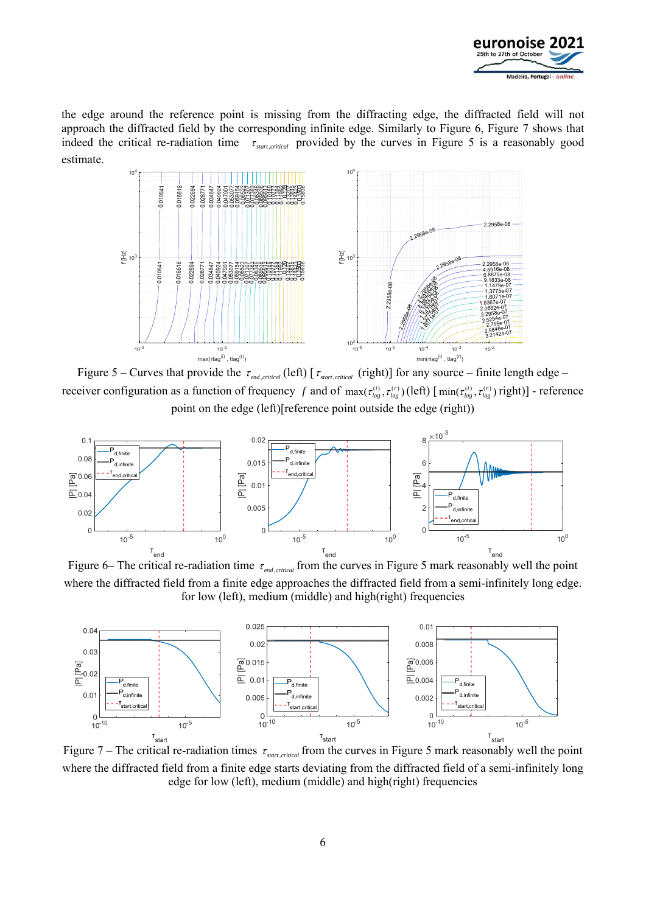the edge around the reference point is missing from the diffracting edge, the diffracted field will not approach the diffracted field by the corresponding infinite edge. Similarly to Figure 6, Figure 7 shows that indeed the critical re-radiation time $\tau_{start,critical}$ provided by the curves in Figure 5 is a reasonably good estimate.

Figure 5 – Curves that provide the $\tau_{end,critical}$ (left) [ $\tau_{start,critical}$ (right)] for any source – finite length edge – receiver configuration as a function of frequency $f$ and of $\max(\tau_{lag}^{(i)}, \tau_{lag}^{(r)})$ (left) [ $\min(\tau_{lag}^{(i)}, \tau_{lag}^{(r)})$ right)] - reference point on the edge (left)[reference point outside the edge (right))

Figure 6– The critical re-radiation time $\tau_{end,critical}$ from the curves in Figure 5 mark reasonably well the point where the diffracted field from a finite edge approaches the diffracted field from a semi-infinitely long edge. for low (left), medium (middle) and high(right) frequencies

Figure 7 – The critical re-radiation times $\tau_{start,critical}$ from the curves in Figure 5 mark reasonably well the point where the diffracted field from a finite edge starts deviating from the diffracted field of a semi-infinitely long edge for low (left), medium (middle) and high(right) frequencies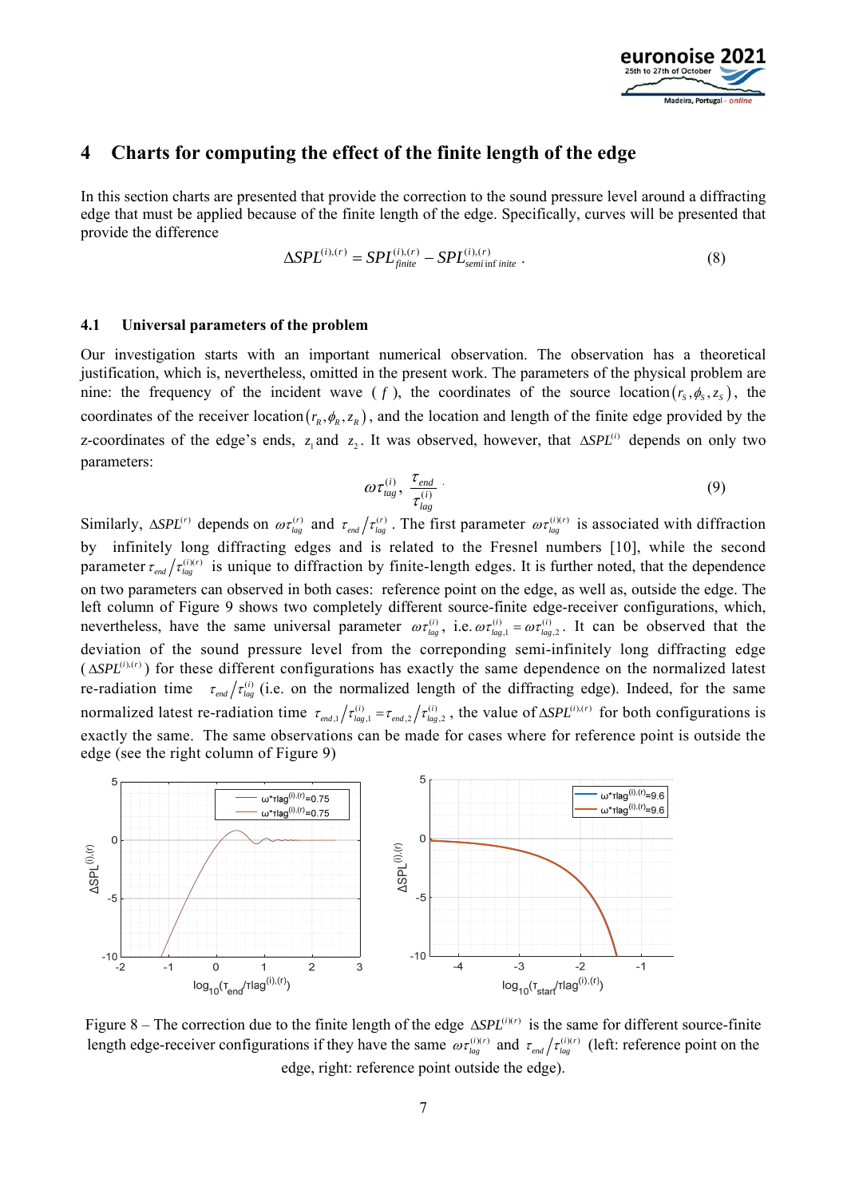## 4 Charts for computing the effect of the finite length of the edge

In this section charts are presented that provide the correction to the sound pressure level around a diffracting edge that must be applied because of the finite length of the edge. Specifically, curves will be presented that provide the difference

$$\Delta SPL^{(i),(r)} = SPL^{(i),(r)}_{finite} - SPL^{(i),(r)}_{semi\inf inite}. \tag{8}$$

### 4.1 Universal parameters of the problem

Our investigation starts with an important numerical observation. The observation has a theoretical justification, which is, nevertheless, omitted in the present work. The parameters of the physical problem are nine: the frequency of the incident wave ( $f$ ), the coordinates of the source location $(r_S, \phi_S, z_S)$, the coordinates of the receiver location $(r_R, \phi_R, z_R)$, and the location and length of the finite edge provided by the z-coordinates of the edge's ends, $z_1$ and $z_2$. It was observed, however, that $\Delta SPL^{(i)}$ depends on only two parameters:

$$\omega\tau^{(i)}_{lag}, \ \frac{\tau_{end}}{\tau^{(i)}_{lag}}. \tag{9}$$

Similarly, $\Delta SPL^{(r)}$ depends on $\omega\tau^{(r)}_{lag}$ and $\tau_{end}/\tau^{(r)}_{lag}$. The first parameter $\omega\tau^{(i)(r)}_{lag}$ is associated with diffraction by infinitely long diffracting edges and is related to the Fresnel numbers [10], while the second parameter $\tau_{end}/\tau^{(i)(r)}_{lag}$ is unique to diffraction by finite-length edges. It is further noted, that the dependence on two parameters can observed in both cases: reference point on the edge, as well as, outside the edge. The left column of Figure 9 shows two completely different source-finite edge-receiver configurations, which, nevertheless, have the same universal parameter $\omega\tau^{(i)}_{lag}$, i.e. $\omega\tau^{(i)}_{lag,1} = \omega\tau^{(i)}_{lag,2}$. It can be observed that the deviation of the sound pressure level from the corresponding semi-infinitely long diffracting edge ($\Delta SPL^{(i),(r)}$) for these different configurations has exactly the same dependence on the normalized latest re-radiation time $\tau_{end}/\tau^{(i)}_{lag}$ (i.e. on the normalized length of the diffracting edge). Indeed, for the same normalized latest re-radiation time $\tau_{end,1}/\tau^{(i)}_{lag,1} = \tau_{end,2}/\tau^{(i)}_{lag,2}$, the value of $\Delta SPL^{(i),(r)}$ for both configurations is exactly the same. The same observations can be made for cases where for reference point is outside the edge (see the right column of Figure 9)

Figure 8 – The correction due to the finite length of the edge $\Delta SPL^{(i)(r)}$ is the same for different source-finite length edge-receiver configurations if they have the same $\omega\tau^{(i)(r)}_{lag}$ and $\tau_{end}/\tau^{(i)(r)}_{lag}$ (left: reference point on the edge, right: reference point outside the edge).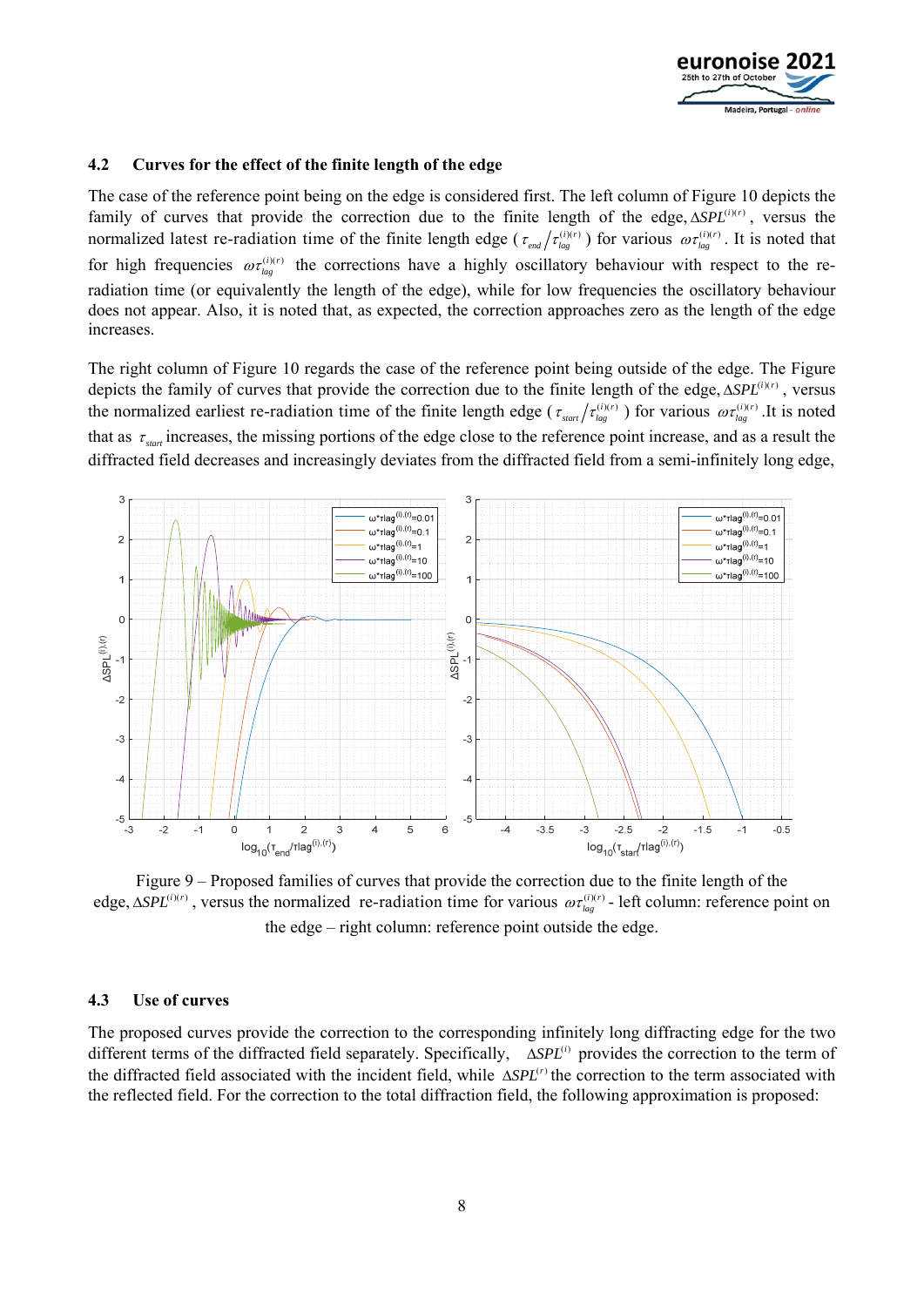### 4.2 Curves for the effect of the finite length of the edge

The case of the reference point being on the edge is considered first. The left column of Figure 10 depicts the family of curves that provide the correction due to the finite length of the edge, $\Delta SPL^{(i)(r)}$, versus the normalized latest re-radiation time of the finite length edge ( $\tau_{end}/\tau_{lag}^{(i)(r)}$ ) for various $\omega\tau_{lag}^{(i)(r)}$. It is noted that for high frequencies $\omega\tau_{lag}^{(i)(r)}$ the corrections have a highly oscillatory behaviour with respect to the re-radiation time (or equivalently the length of the edge), while for low frequencies the oscillatory behaviour does not appear. Also, it is noted that, as expected, the correction approaches zero as the length of the edge increases.

The right column of Figure 10 regards the case of the reference point being outside of the edge. The Figure depicts the family of curves that provide the correction due to the finite length of the edge, $\Delta SPL^{(i)(r)}$, versus the normalized earliest re-radiation time of the finite length edge ( $\tau_{start}/\tau_{lag}^{(i)(r)}$ ) for various $\omega\tau_{lag}^{(i)(r)}$ .It is noted that as $\tau_{start}$ increases, the missing portions of the edge close to the reference point increase, and as a result the diffracted field decreases and increasingly deviates from the diffracted field from a semi-infinitely long edge,

Figure 9 – Proposed families of curves that provide the correction due to the finite length of the edge, $\Delta SPL^{(i)(r)}$, versus the normalized re-radiation time for various $\omega\tau_{lag}^{(i)(r)}$ - left column: reference point on the edge – right column: reference point outside the edge.

### 4.3 Use of curves

The proposed curves provide the correction to the corresponding infinitely long diffracting edge for the two different terms of the diffracted field separately. Specifically, $\Delta SPL^{(i)}$ provides the correction to the term of the diffracted field associated with the incident field, while $\Delta SPL^{(r)}$ the correction to the term associated with the reflected field. For the correction to the total diffraction field, the following approximation is proposed: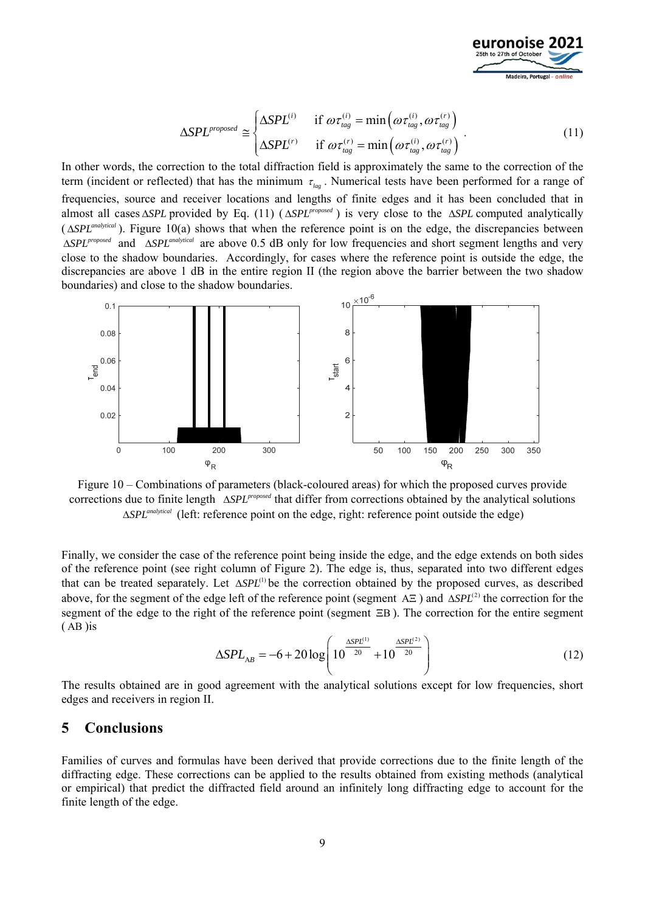$$\Delta SPL^{proposed} \cong \begin{cases} \Delta SPL^{(i)} & \text{if } \omega\tau_{tag}^{(i)} = \min\left(\omega\tau_{tag}^{(i)}, \omega\tau_{tag}^{(r)}\right) \\ \Delta SPL^{(r)} & \text{if } \omega\tau_{tag}^{(r)} = \min\left(\omega\tau_{tag}^{(i)}, \omega\tau_{tag}^{(r)}\right) \end{cases}. \tag{11}$$

In other words, the correction to the total diffraction field is approximately the same to the correction of the term (incident or reflected) that has the minimum $\tau_{lag}$. Numerical tests have been performed for a range of frequencies, source and receiver locations and lengths of finite edges and it has been concluded that in almost all cases $\Delta SPL$ provided by Eq. (11) ($\Delta SPL^{proposed}$) is very close to the $\Delta SPL$ computed analytically ($\Delta SPL^{analytical}$). Figure 10(a) shows that when the reference point is on the edge, the discrepancies between $\Delta SPL^{proposed}$ and $\Delta SPL^{analytical}$ are above 0.5 dB only for low frequencies and short segment lengths and very close to the shadow boundaries. Accordingly, for cases where the reference point is outside the edge, the discrepancies are above 1 dB in the entire region II (the region above the barrier between the two shadow boundaries) and close to the shadow boundaries.

Figure 10 – Combinations of parameters (black-coloured areas) for which the proposed curves provide corrections due to finite length $\Delta SPL^{proposed}$ that differ from corrections obtained by the analytical solutions $\Delta SPL^{analytical}$ (left: reference point on the edge, right: reference point outside the edge)

Finally, we consider the case of the reference point being inside the edge, and the edge extends on both sides of the reference point (see right column of Figure 2). The edge is, thus, separated into two different edges that can be treated separately. Let $\Delta SPL^{(1)}$ be the correction obtained by the proposed curves, as described above, for the segment of the edge left of the reference point (segment $A\Xi$) and $\Delta SPL^{(2)}$ the correction for the segment of the edge to the right of the reference point (segment $\Xi B$). The correction for the entire segment ($AB$) is

$$\Delta SPL_{AB} = -6 + 20\log\left(10^{\frac{\Delta SPL^{(1)}}{20}} + 10^{\frac{\Delta SPL^{(2)}}{20}}\right) \tag{12}$$

The results obtained are in good agreement with the analytical solutions except for low frequencies, short edges and receivers in region II.

## 5 Conclusions

Families of curves and formulas have been derived that provide corrections due to the finite length of the diffracting edge. These corrections can be applied to the results obtained from existing methods (analytical or empirical) that predict the diffracted field around an infinitely long diffracting edge to account for the finite length of the edge.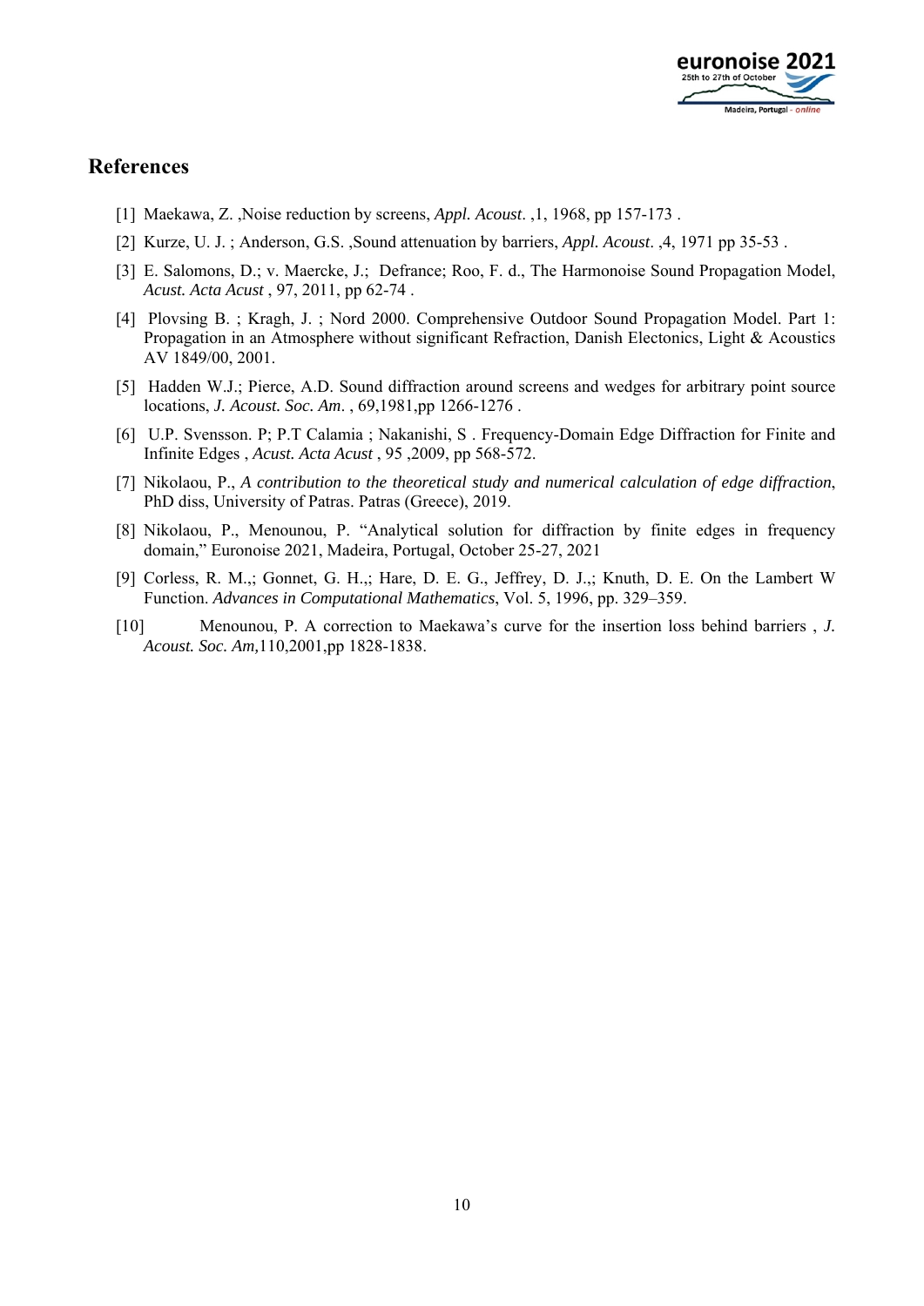## References

[1] Maekawa, Z. ,Noise reduction by screens, *Appl. Acoust*. ,1, 1968, pp 157-173 .

[2] Kurze, U. J. ; Anderson, G.S. ,Sound attenuation by barriers, *Appl. Acoust*. ,4, 1971 pp 35-53 .

[3] E. Salomons, D.; v. Maercke, J.; Defrance; Roo, F. d., The Harmonoise Sound Propagation Model, *Acust. Acta Acust* , 97, 2011, pp 62-74 .

[4] Plovsing B. ; Kragh, J. ; Nord 2000. Comprehensive Outdoor Sound Propagation Model. Part 1: Propagation in an Atmosphere without significant Refraction, Danish Electonics, Light & Acoustics AV 1849/00, 2001.

[5] Hadden W.J.; Pierce, A.D. Sound diffraction around screens and wedges for arbitrary point source locations, *J. Acoust. Soc. Am*. , 69,1981,pp 1266-1276 .

[6] U.P. Svensson. P; P.T Calamia ; Nakanishi, S . Frequency-Domain Edge Diffraction for Finite and Infinite Edges , *Acust. Acta Acust* , 95 ,2009, pp 568-572.

[7] Nikolaou, P., *A contribution to the theoretical study and numerical calculation of edge diffraction*, PhD diss, University of Patras. Patras (Greece), 2019.

[8] Nikolaou, P., Menounou, P. "Analytical solution for diffraction by finite edges in frequency domain," Euronoise 2021, Madeira, Portugal, October 25-27, 2021

[9] Corless, R. M.,; Gonnet, G. H.,; Hare, D. E. G., Jeffrey, D. J.,; Knuth, D. E. On the Lambert W Function. *Advances in Computational Mathematics*, Vol. 5, 1996, pp. 329–359.

[10] Menounou, P. A correction to Maekawa's curve for the insertion loss behind barriers , *J. Acoust. Soc. Am,*110,2001,pp 1828-1838.